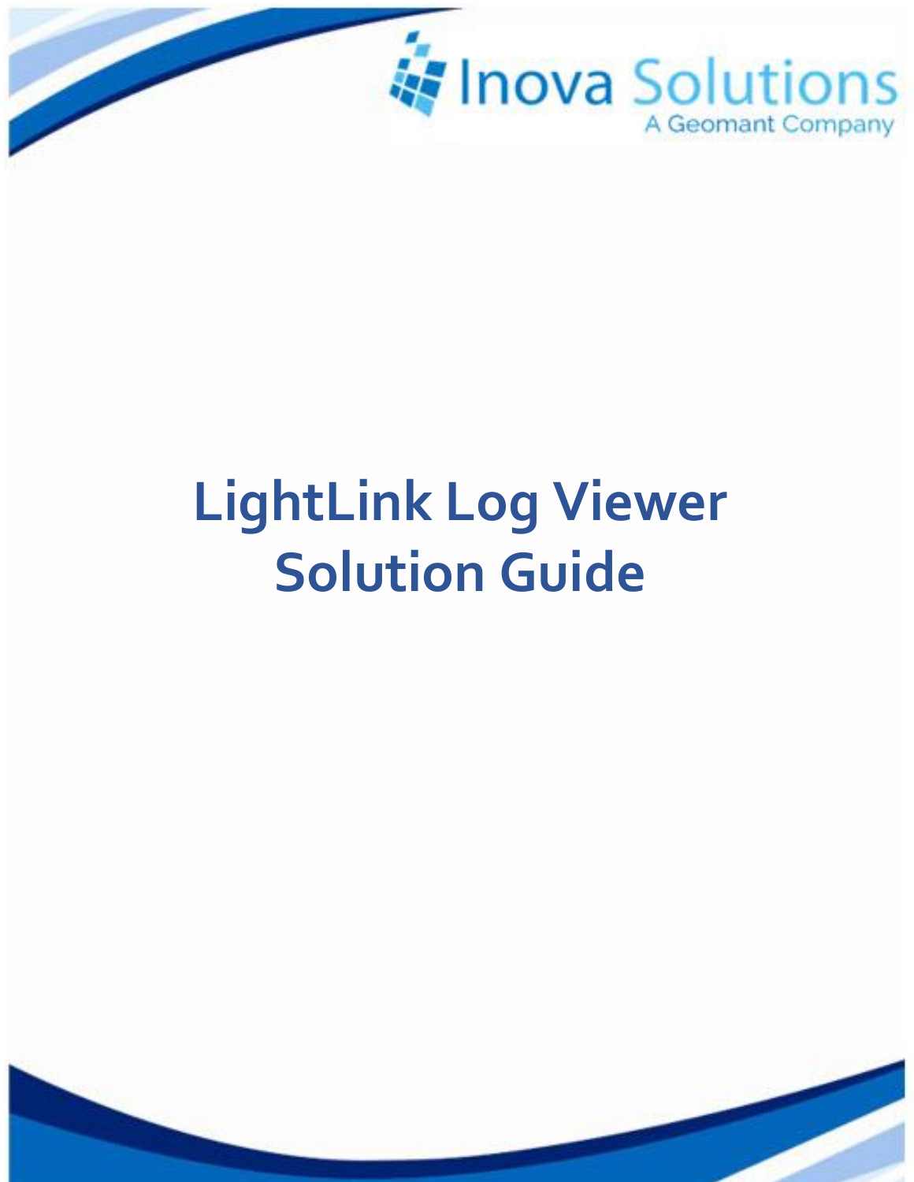Inova Solutions

A Geomant Company

# LightLink Log Viewer Solution Guide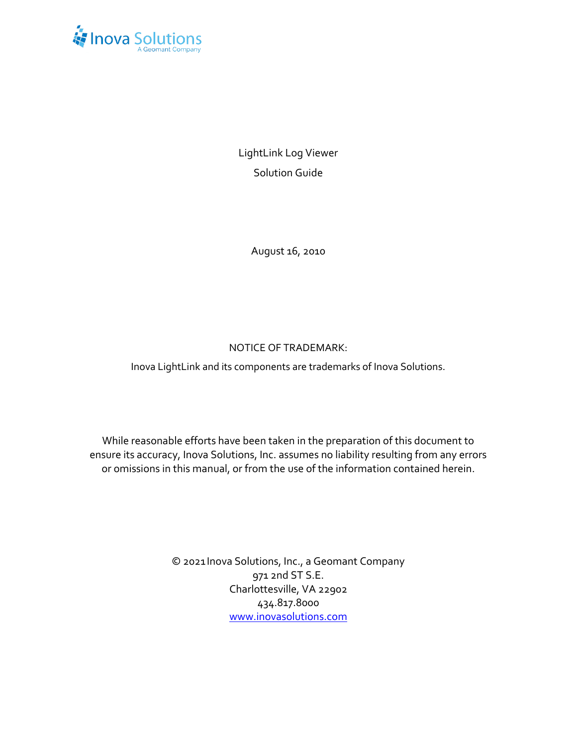Inova Solutions
A Geomant Company

LightLink Log Viewer

Solution Guide

August 16, 2010

NOTICE OF TRADEMARK:

Inova LightLink and its components are trademarks of Inova Solutions.

While reasonable efforts have been taken in the preparation of this document to ensure its accuracy, Inova Solutions, Inc. assumes no liability resulting from any errors or omissions in this manual, or from the use of the information contained herein.

© 2021 Inova Solutions, Inc., a Geomant Company
971 2nd ST S.E.
Charlottesville, VA 22902
434.817.8000
[www.inovasolutions.com](http://www.inovasolutions.com)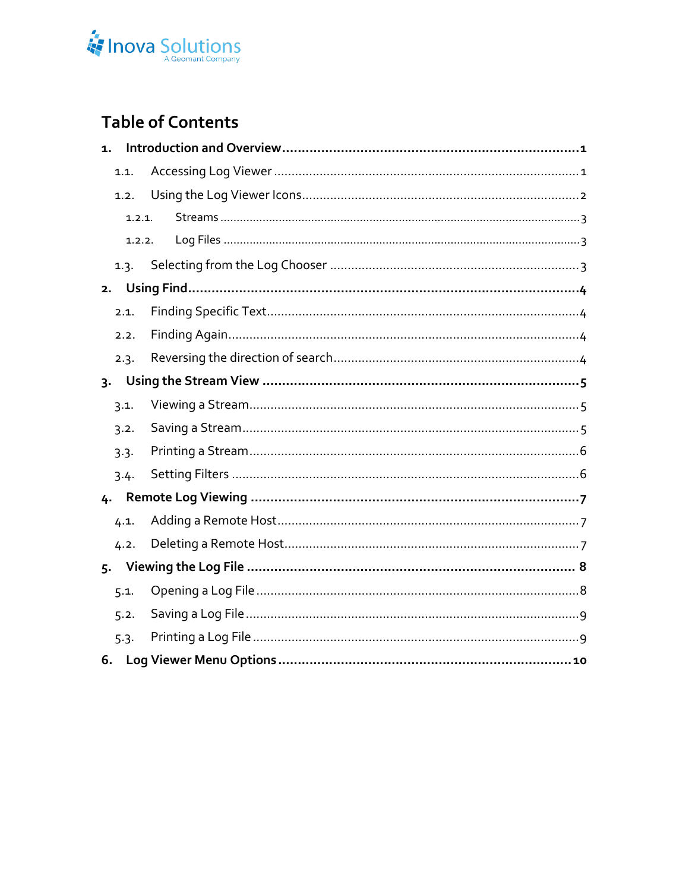# Table of Contents

1. **Introduction and Overview** ........ 1
   - 1.1. Accessing Log Viewer ........ 1
   - 1.2. Using the Log Viewer Icons ........ 2
     - 1.2.1. Streams ........ 3
     - 1.2.2. Log Files ........ 3
   - 1.3. Selecting from the Log Chooser ........ 3
2. **Using Find** ........ 4
   - 2.1. Finding Specific Text ........ 4
   - 2.2. Finding Again ........ 4
   - 2.3. Reversing the direction of search ........ 4
3. **Using the Stream View** ........ 5
   - 3.1. Viewing a Stream ........ 5
   - 3.2. Saving a Stream ........ 5
   - 3.3. Printing a Stream ........ 6
   - 3.4. Setting Filters ........ 6
4. **Remote Log Viewing** ........ 7
   - 4.1. Adding a Remote Host ........ 7
   - 4.2. Deleting a Remote Host ........ 7
5. **Viewing the Log File** ........ 8
   - 5.1. Opening a Log File ........ 8
   - 5.2. Saving a Log File ........ 9
   - 5.3. Printing a Log File ........ 9
6. **Log Viewer Menu Options** ........ 10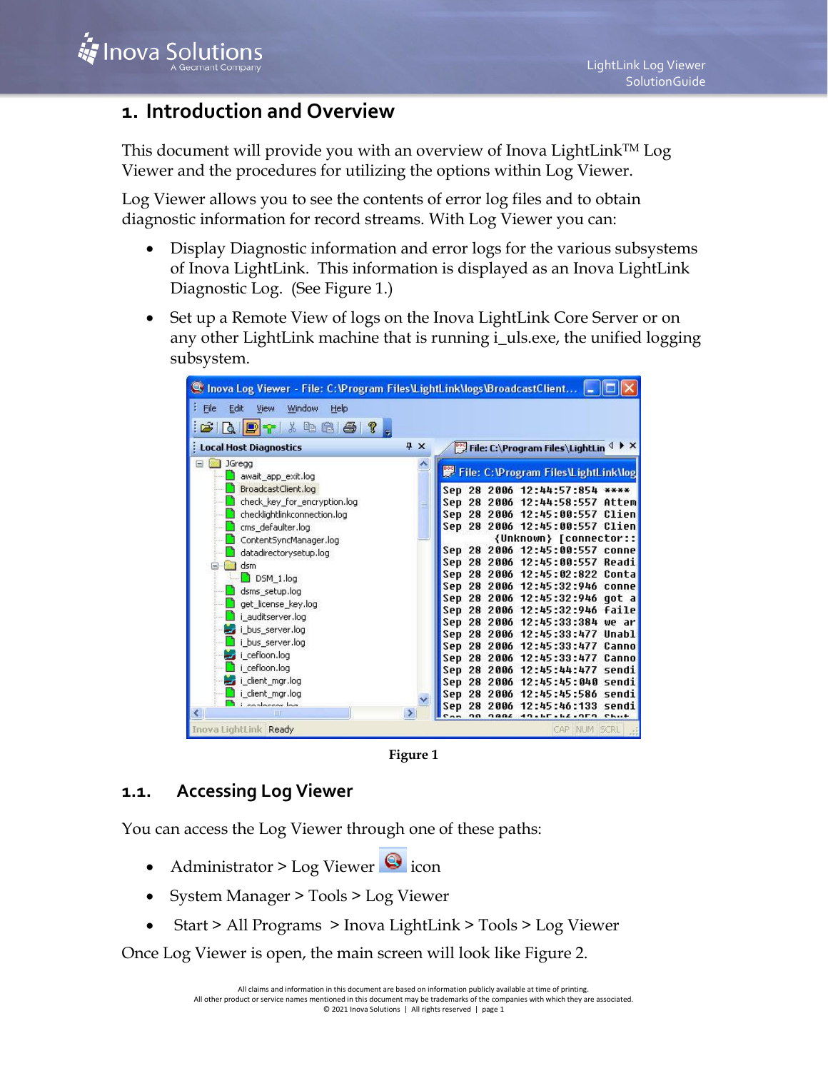# 1. Introduction and Overview

This document will provide you with an overview of Inova LightLink™ Log Viewer and the procedures for utilizing the options within Log Viewer.

Log Viewer allows you to see the contents of error log files and to obtain diagnostic information for record streams. With Log Viewer you can:

- Display Diagnostic information and error logs for the various subsystems of Inova LightLink. This information is displayed as an Inova LightLink Diagnostic Log. (See Figure 1.)
- Set up a Remote View of logs on the Inova LightLink Core Server or on any other LightLink machine that is running i_uls.exe, the unified logging subsystem.

**Figure 1**

## 1.1. Accessing Log Viewer

You can access the Log Viewer through one of these paths:

- Administrator > Log Viewer icon
- System Manager > Tools > Log Viewer
- Start > All Programs > Inova LightLink > Tools > Log Viewer

Once Log Viewer is open, the main screen will look like Figure 2.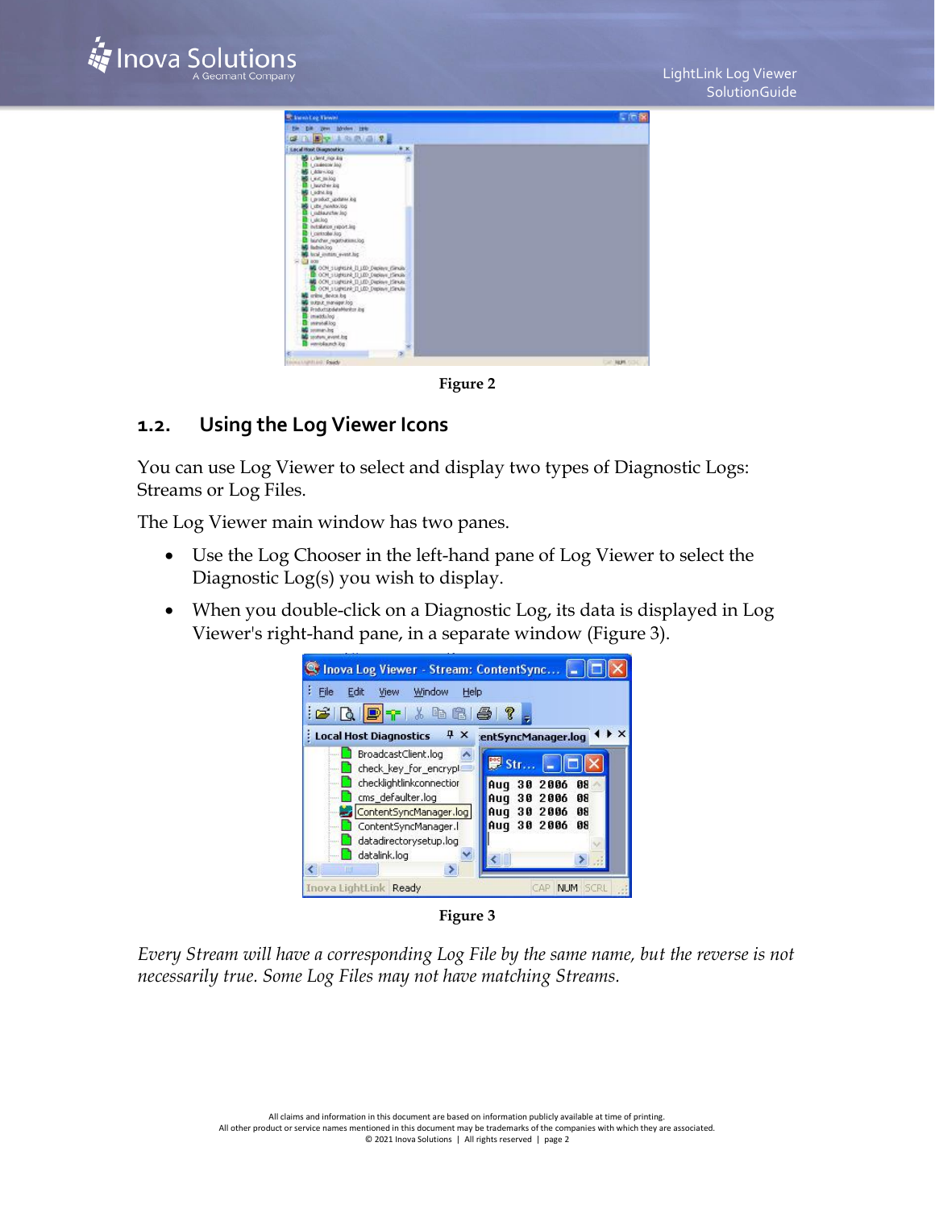Figure 2

## 1.2. Using the Log Viewer Icons

You can use Log Viewer to select and display two types of Diagnostic Logs: Streams or Log Files.

The Log Viewer main window has two panes.

- Use the Log Chooser in the left-hand pane of Log Viewer to select the Diagnostic Log(s) you wish to display.
- When you double-click on a Diagnostic Log, its data is displayed in Log Viewer's right-hand pane, in a separate window (Figure 3).

Figure 3

*Every Stream will have a corresponding Log File by the same name, but the reverse is not necessarily true. Some Log Files may not have matching Streams.*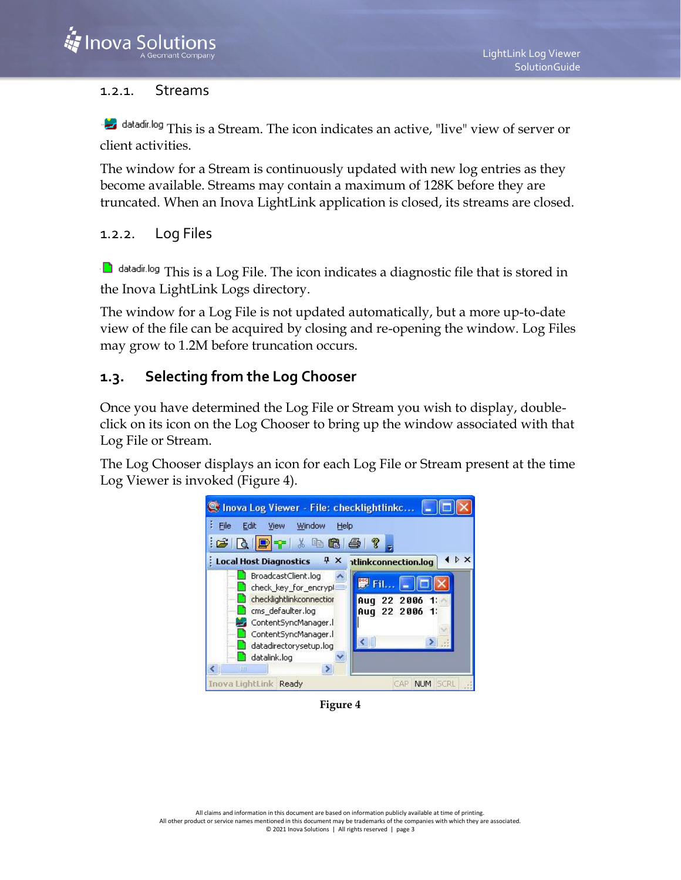### 1.2.1. Streams

datadir.log This is a Stream. The icon indicates an active, "live" view of server or client activities.

The window for a Stream is continuously updated with new log entries as they become available. Streams may contain a maximum of 128K before they are truncated. When an Inova LightLink application is closed, its streams are closed.

### 1.2.2. Log Files

datadir.log This is a Log File. The icon indicates a diagnostic file that is stored in the Inova LightLink Logs directory.

The window for a Log File is not updated automatically, but a more up-to-date view of the file can be acquired by closing and re-opening the window. Log Files may grow to 1.2M before truncation occurs.

## 1.3. Selecting from the Log Chooser

Once you have determined the Log File or Stream you wish to display, double-click on its icon on the Log Chooser to bring up the window associated with that Log File or Stream.

The Log Chooser displays an icon for each Log File or Stream present at the time Log Viewer is invoked (Figure 4).

**Figure 4**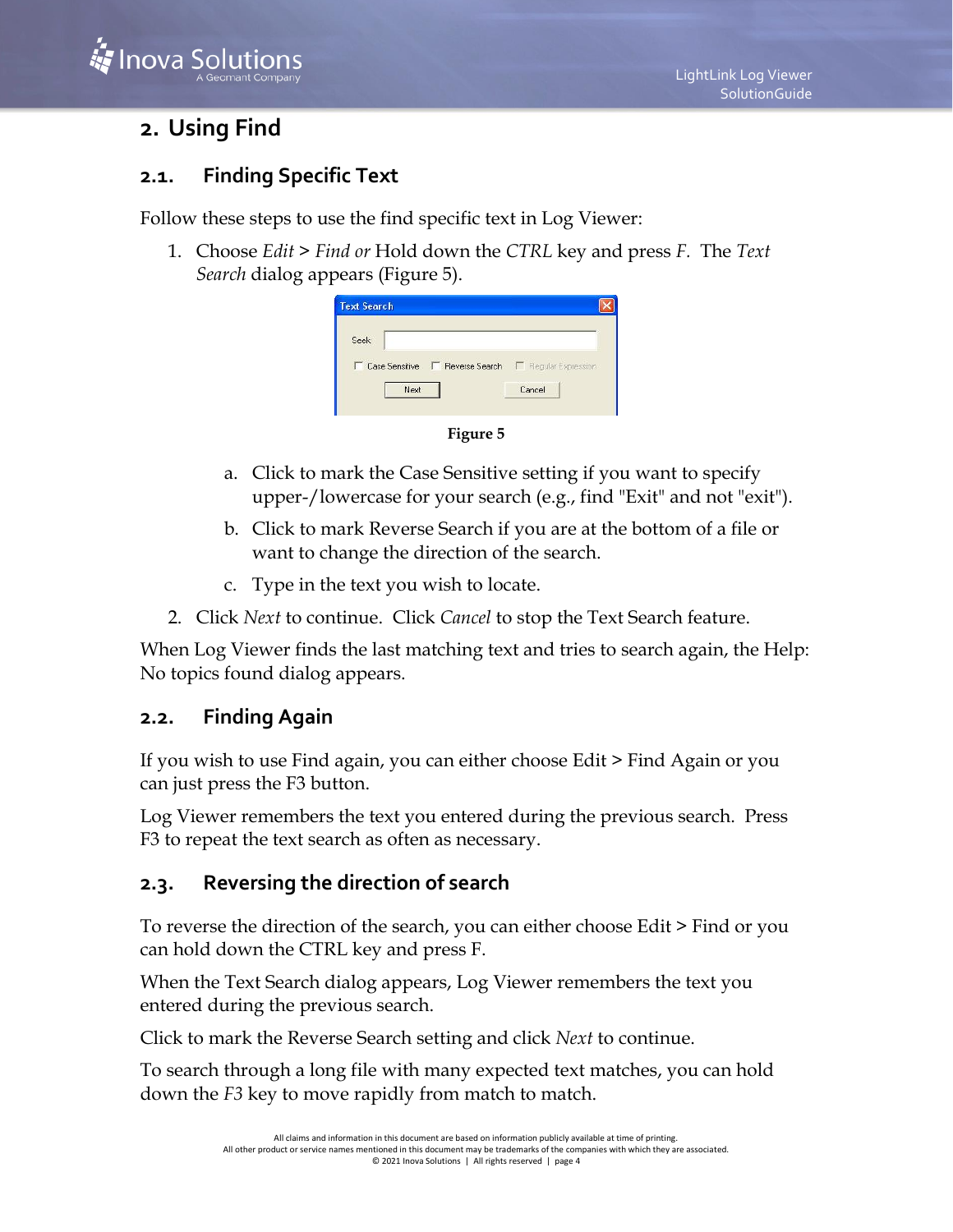## 2. Using Find

### 2.1. Finding Specific Text

Follow these steps to use the find specific text in Log Viewer:

1. Choose *Edit* > *Find or* Hold down the *CTRL* key and press *F*. The *Text Search* dialog appears (Figure 5).

**Figure 5**

   a. Click to mark the Case Sensitive setting if you want to specify upper-/lowercase for your search (e.g., find "Exit" and not "exit").

   b. Click to mark Reverse Search if you are at the bottom of a file or want to change the direction of the search.

   c. Type in the text you wish to locate.

2. Click *Next* to continue. Click *Cancel* to stop the Text Search feature.

When Log Viewer finds the last matching text and tries to search again, the Help: No topics found dialog appears.

### 2.2. Finding Again

If you wish to use Find again, you can either choose Edit > Find Again or you can just press the F3 button.

Log Viewer remembers the text you entered during the previous search. Press F3 to repeat the text search as often as necessary.

### 2.3. Reversing the direction of search

To reverse the direction of the search, you can either choose Edit > Find or you can hold down the CTRL key and press F.

When the Text Search dialog appears, Log Viewer remembers the text you entered during the previous search.

Click to mark the Reverse Search setting and click *Next* to continue.

To search through a long file with many expected text matches, you can hold down the *F3* key to move rapidly from match to match.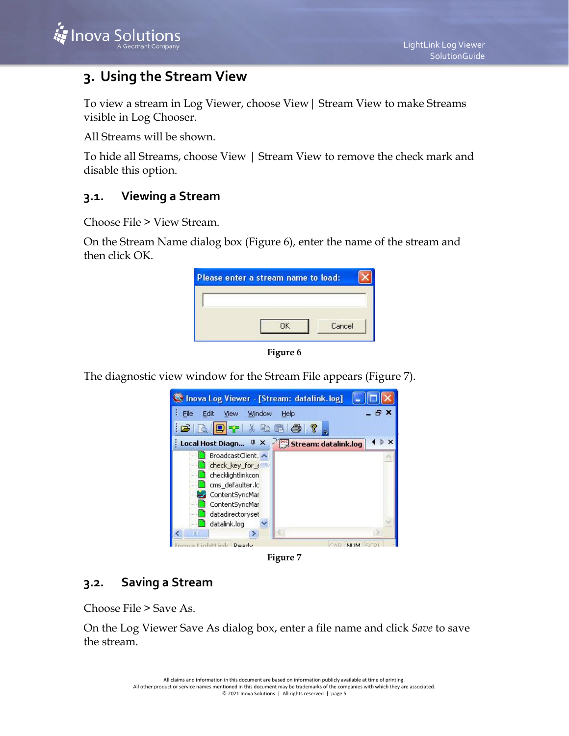# 3. Using the Stream View

To view a stream in Log Viewer, choose View | Stream View to make Streams visible in Log Chooser.

All Streams will be shown.

To hide all Streams, choose View | Stream View to remove the check mark and disable this option.

## 3.1. Viewing a Stream

Choose File > View Stream.

On the Stream Name dialog box (Figure 6), enter the name of the stream and then click OK.

**Figure 6**

The diagnostic view window for the Stream File appears (Figure 7).

**Figure 7**

## 3.2. Saving a Stream

Choose File > Save As.

On the Log Viewer Save As dialog box, enter a file name and click *Save* to save the stream.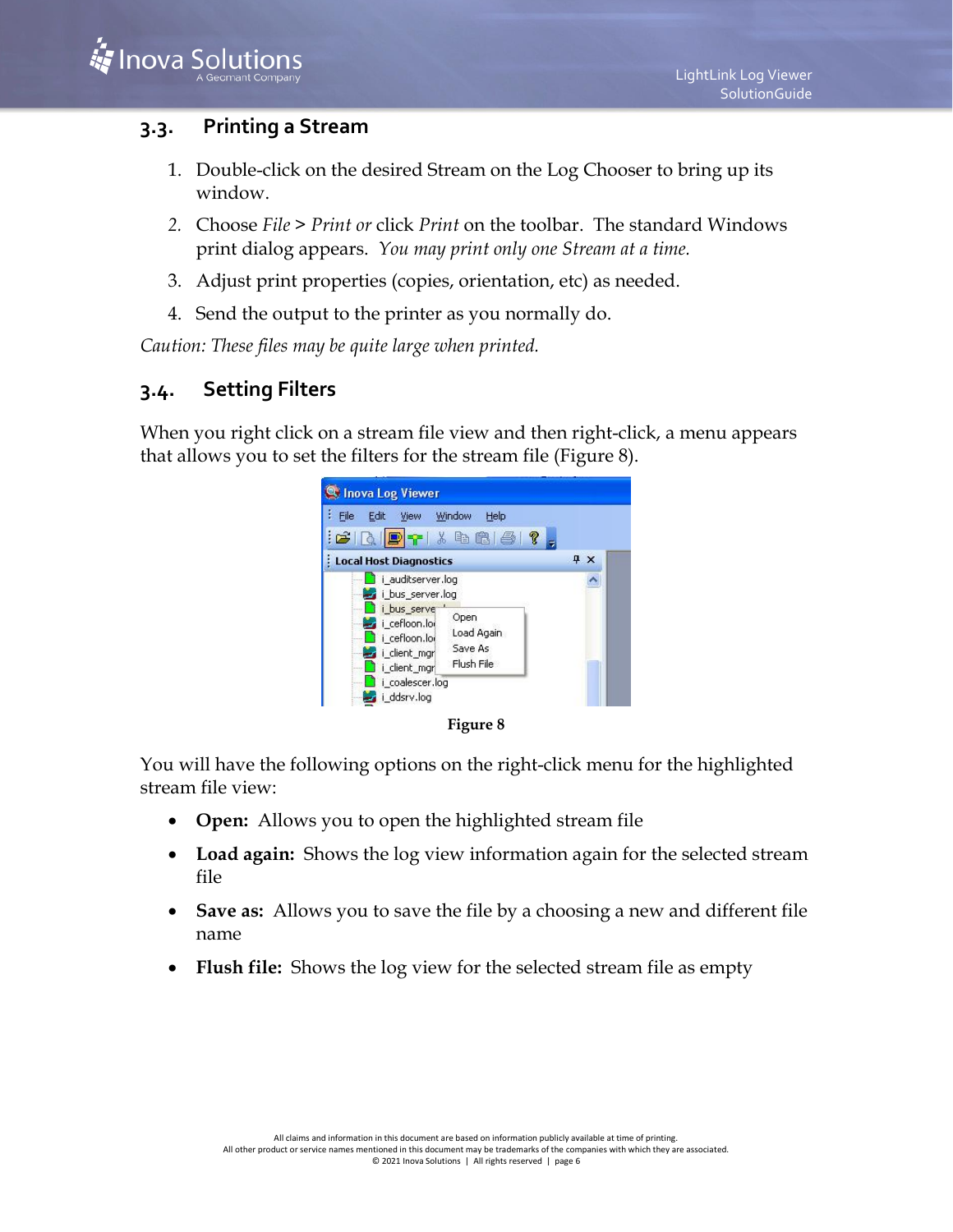## 3.3. Printing a Stream

1. Double-click on the desired Stream on the Log Chooser to bring up its window.
2. Choose *File* > *Print or* click *Print* on the toolbar. The standard Windows print dialog appears. *You may print only one Stream at a time.*
3. Adjust print properties (copies, orientation, etc) as needed.
4. Send the output to the printer as you normally do.

*Caution: These files may be quite large when printed.*

## 3.4. Setting Filters

When you right click on a stream file view and then right-click, a menu appears that allows you to set the filters for the stream file (Figure 8).

**Figure 8**

You will have the following options on the right-click menu for the highlighted stream file view:

- **Open:** Allows you to open the highlighted stream file
- **Load again:** Shows the log view information again for the selected stream file
- **Save as:** Allows you to save the file by a choosing a new and different file name
- **Flush file:** Shows the log view for the selected stream file as empty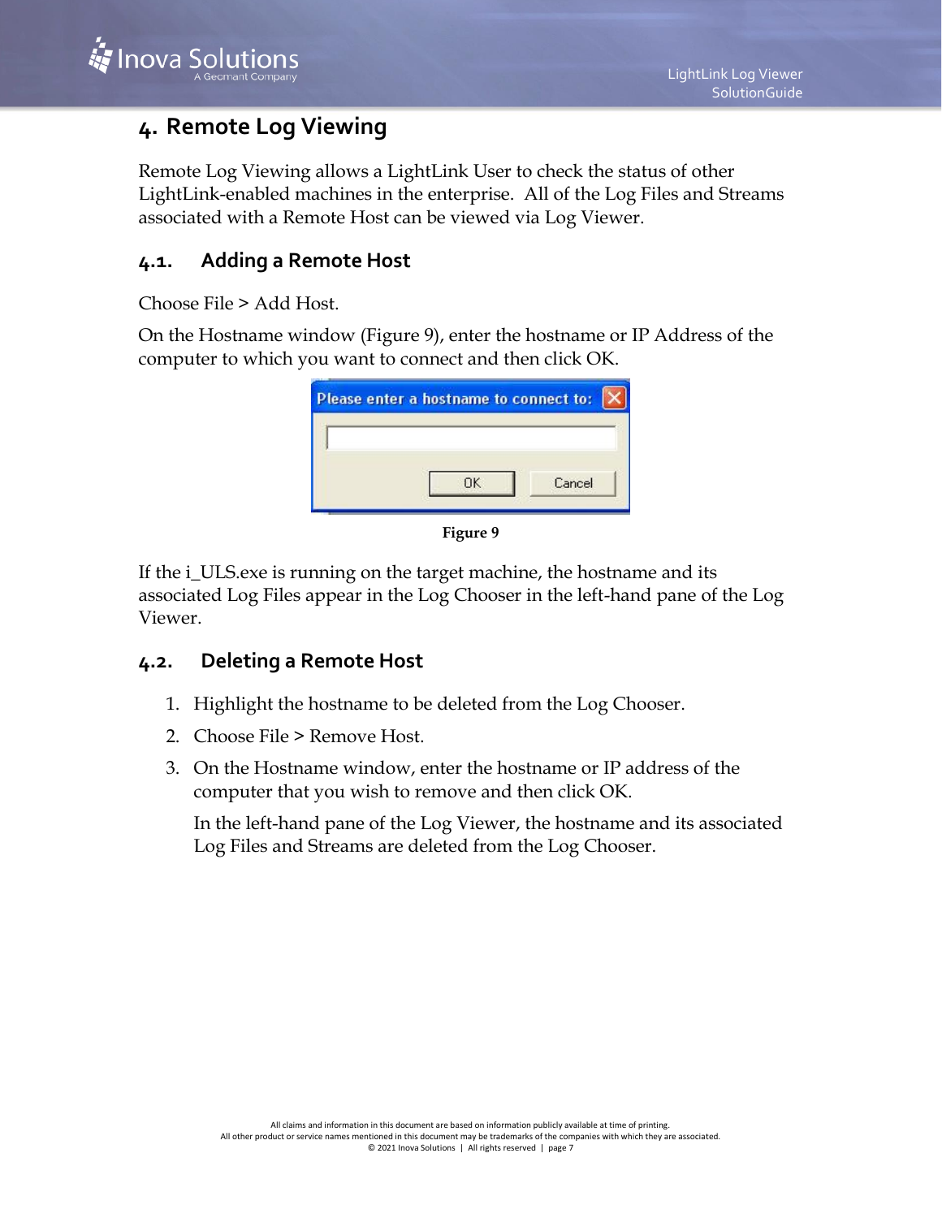# 4. Remote Log Viewing

Remote Log Viewing allows a LightLink User to check the status of other LightLink-enabled machines in the enterprise. All of the Log Files and Streams associated with a Remote Host can be viewed via Log Viewer.

## 4.1. Adding a Remote Host

Choose File > Add Host.

On the Hostname window (Figure 9), enter the hostname or IP Address of the computer to which you want to connect and then click OK.

**Figure 9**

If the i_ULS.exe is running on the target machine, the hostname and its associated Log Files appear in the Log Chooser in the left-hand pane of the Log Viewer.

## 4.2. Deleting a Remote Host

1. Highlight the hostname to be deleted from the Log Chooser.
2. Choose File > Remove Host.
3. On the Hostname window, enter the hostname or IP address of the computer that you wish to remove and then click OK.

   In the left-hand pane of the Log Viewer, the hostname and its associated Log Files and Streams are deleted from the Log Chooser.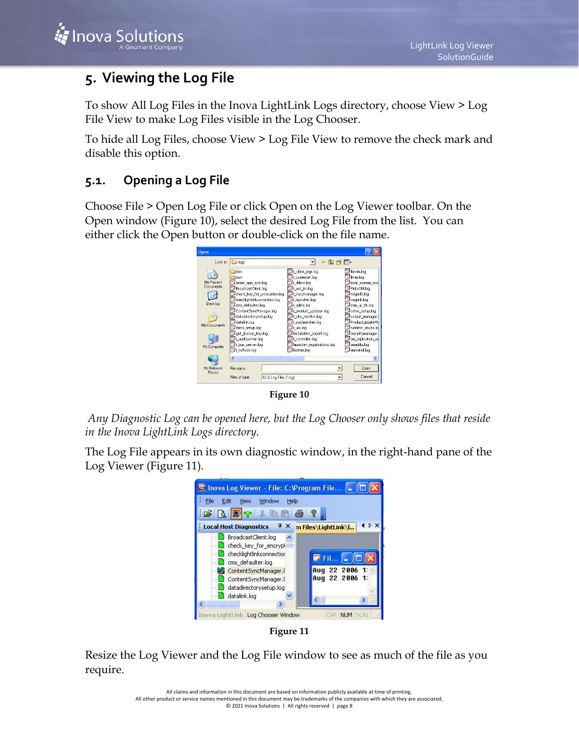# 5. Viewing the Log File

To show All Log Files in the Inova LightLink Logs directory, choose View > Log File View to make Log Files visible in the Log Chooser.

To hide all Log Files, choose View > Log File View to remove the check mark and disable this option.

## 5.1. Opening a Log File

Choose File > Open Log File or click Open on the Log Viewer toolbar. On the Open window (Figure 10), select the desired Log File from the list. You can either click the Open button or double-click on the file name.

**Figure 10**

*Any Diagnostic Log can be opened here, but the Log Chooser only shows files that reside in the Inova LightLink Logs directory.*

The Log File appears in its own diagnostic window, in the right-hand pane of the Log Viewer (Figure 11).

**Figure 11**

Resize the Log Viewer and the Log File window to see as much of the file as you require.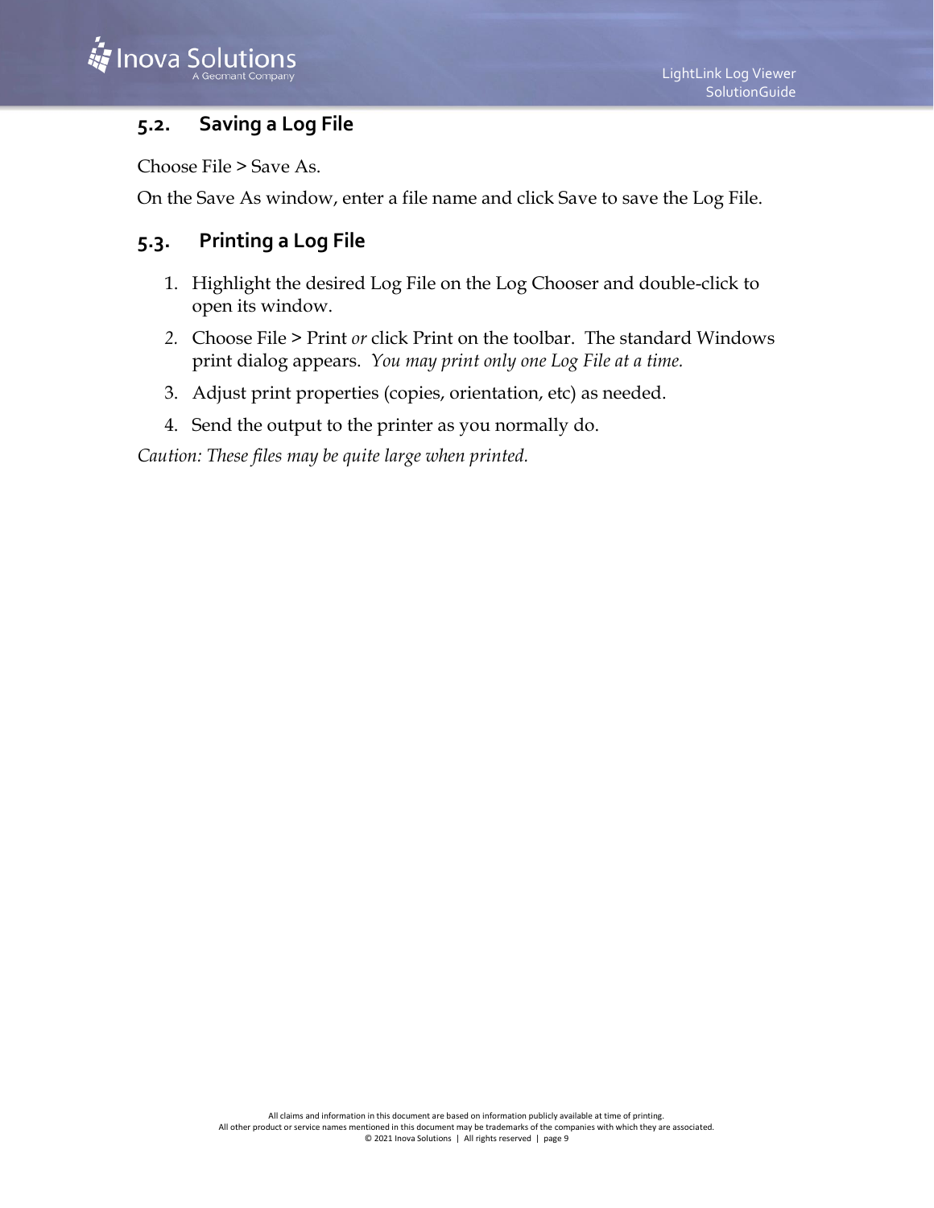## 5.2. Saving a Log File

Choose File > Save As.

On the Save As window, enter a file name and click Save to save the Log File.

## 5.3. Printing a Log File

1. Highlight the desired Log File on the Log Chooser and double-click to open its window.
2. Choose File > Print *or* click Print on the toolbar. The standard Windows print dialog appears. *You may print only one Log File at a time.*
3. Adjust print properties (copies, orientation, etc) as needed.
4. Send the output to the printer as you normally do.

*Caution: These files may be quite large when printed.*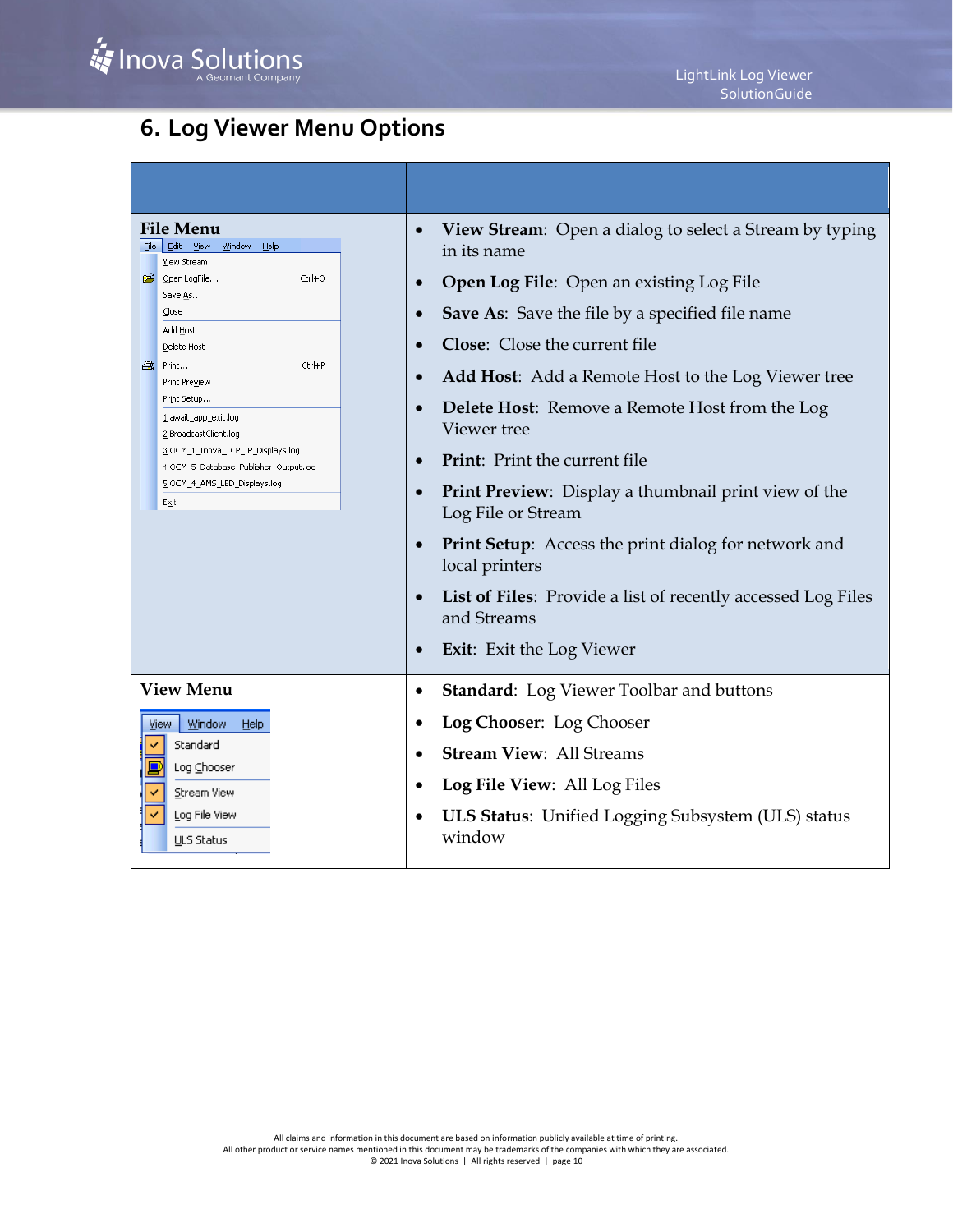## 6. Log Viewer Menu Options

| | |
|---|---|
| **File Menu**<br>File Edit View Window Help<br>View Stream<br>Open LogFile... Ctrl+O<br>Save As...<br>Close<br>Add Host<br>Delete Host<br>Print... Ctrl+P<br>Print Preview<br>Print Setup...<br>1 await_app_exit.log<br>2 BroadcastClient.log<br>3 OCM_1_Inova_TCP_IP_Displays.log<br>4 OCM_5_Database_Publisher_Output.log<br>5 OCM_4_AMS_LED_Displays.log<br>Exit | • **View Stream**: Open a dialog to select a Stream by typing in its name<br>• **Open Log File**: Open an existing Log File<br>• **Save As**: Save the file by a specified file name<br>• **Close**: Close the current file<br>• **Add Host**: Add a Remote Host to the Log Viewer tree<br>• **Delete Host**: Remove a Remote Host from the Log Viewer tree<br>• **Print**: Print the current file<br>• **Print Preview**: Display a thumbnail print view of the Log File or Stream<br>• **Print Setup**: Access the print dialog for network and local printers<br>• **List of Files**: Provide a list of recently accessed Log Files and Streams<br>• **Exit**: Exit the Log Viewer |
| **View Menu**<br>View Window Help<br>Standard<br>Log Chooser<br>Stream View<br>Log File View<br>ULS Status | • **Standard**: Log Viewer Toolbar and buttons<br>• **Log Chooser**: Log Chooser<br>• **Stream View**: All Streams<br>• **Log File View**: All Log Files<br>• **ULS Status**: Unified Logging Subsystem (ULS) status window |

All claims and information in this document are based on information publicly available at time of printing.
All other product or service names mentioned in this document may be trademarks of the companies with which they are associated.
© 2021 Inova Solutions | All rights reserved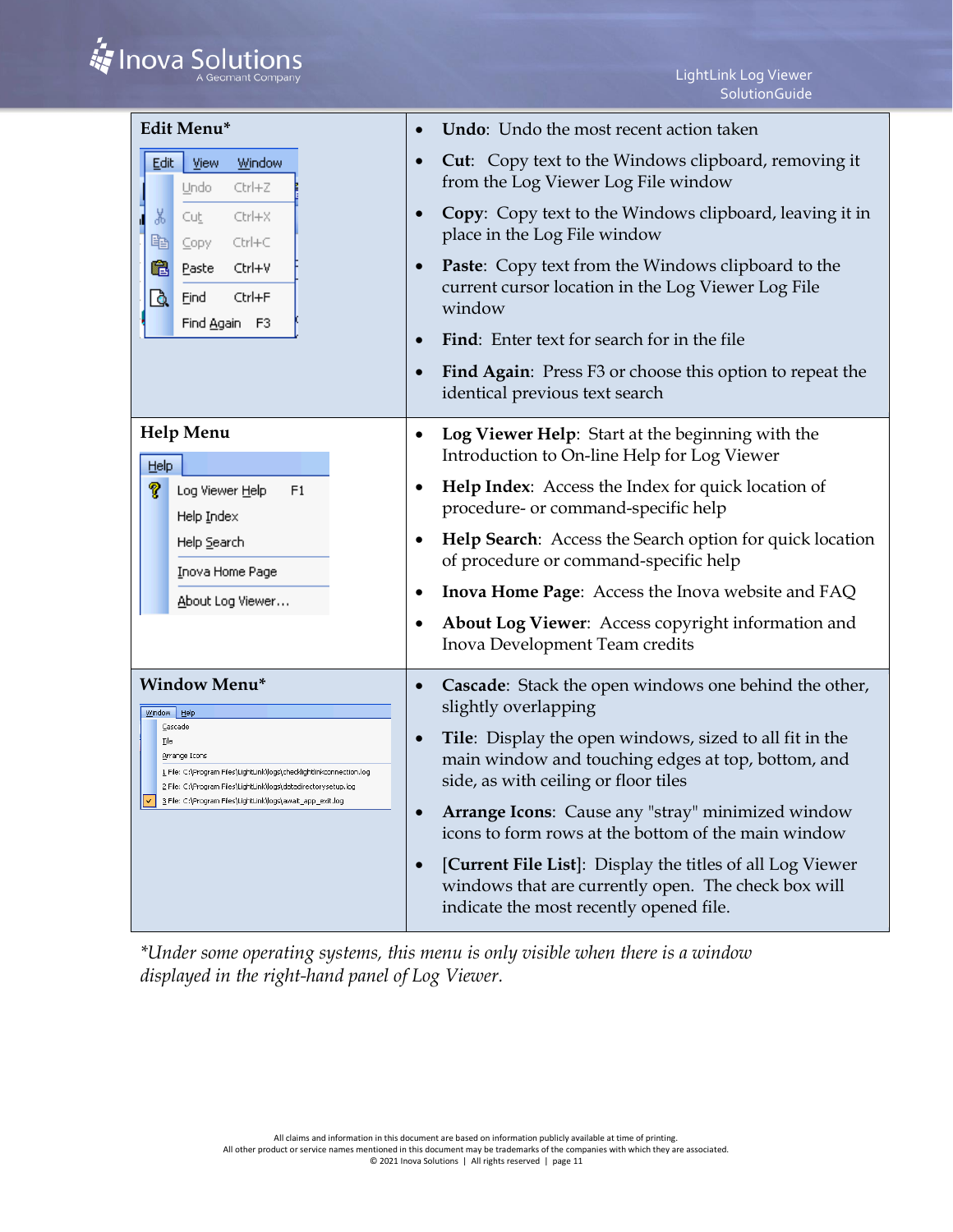| | |
|---|---|
| **Edit Menu*** <br> Edit View Window <br> Undo Ctrl+Z <br> Cut Ctrl+X <br> Copy Ctrl+C <br> Paste Ctrl+V <br> Find Ctrl+F <br> Find Again F3 | • **Undo**: Undo the most recent action taken <br> • **Cut**: Copy text to the Windows clipboard, removing it from the Log Viewer Log File window <br> • **Copy**: Copy text to the Windows clipboard, leaving it in place in the Log File window <br> • **Paste**: Copy text from the Windows clipboard to the current cursor location in the Log Viewer Log File window <br> • **Find**: Enter text for search for in the file <br> • **Find Again**: Press F3 or choose this option to repeat the identical previous text search |
| **Help Menu** <br> Help <br> Log Viewer Help F1 <br> Help Index <br> Help Search <br> Inova Home Page <br> About Log Viewer… | • **Log Viewer Help**: Start at the beginning with the Introduction to On-line Help for Log Viewer <br> • **Help Index**: Access the Index for quick location of procedure- or command-specific help <br> • **Help Search**: Access the Search option for quick location of procedure or command-specific help <br> • **Inova Home Page**: Access the Inova website and FAQ <br> • **About Log Viewer**: Access copyright information and Inova Development Team credits |
| **Window Menu*** <br> Window Help <br> Cascade <br> Tile <br> Arrange Icons <br> 1 File: C:\Program Files\LightLink\logs\checklightlinkconnection.log <br> 2 File: C:\Program Files\LightLink\logs\dctodirectorysetup.log <br> 3 File: C:\Program Files\LightLink\logs\await_app_exit.log | • **Cascade**: Stack the open windows one behind the other, slightly overlapping <br> • **Tile**: Display the open windows, sized to all fit in the main window and touching edges at top, bottom, and side, as with ceiling or floor tiles <br> • **Arrange Icons**: Cause any "stray" minimized window icons to form rows at the bottom of the main window <br> • [**Current File List**]: Display the titles of all Log Viewer windows that are currently open. The check box will indicate the most recently opened file. |

*\*Under some operating systems, this menu is only visible when there is a window displayed in the right-hand panel of Log Viewer.*